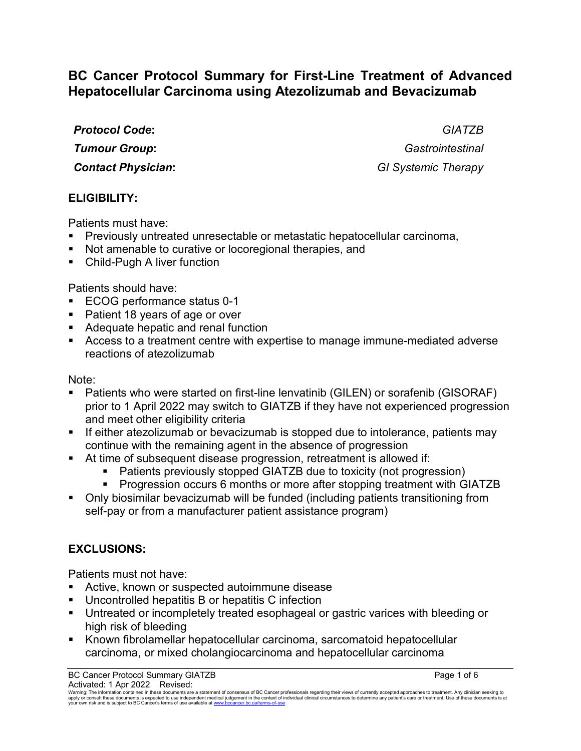# BC Cancer Protocol Summary for First-Line Treatment of Advanced Hepatocellular Carcinoma using Atezolizumab and Bevacizumab

| | |
|---|---|
| ***Protocol Code*:** | *GIATZB* |
| ***Tumour Group*:** | *Gastrointestinal* |
| ***Contact Physician*:** | *GI Systemic Therapy* |

## ELIGIBILITY:

Patients must have:

- Previously untreated unresectable or metastatic hepatocellular carcinoma,
- Not amenable to curative or locoregional therapies, and
- Child-Pugh A liver function

Patients should have:

- ECOG performance status 0-1
- Patient 18 years of age or over
- Adequate hepatic and renal function
- Access to a treatment centre with expertise to manage immune-mediated adverse reactions of atezolizumab

Note:

- Patients who were started on first-line lenvatinib (GILEN) or sorafenib (GISORAF) prior to 1 April 2022 may switch to GIATZB if they have not experienced progression and meet other eligibility criteria
- If either atezolizumab or bevacizumab is stopped due to intolerance, patients may continue with the remaining agent in the absence of progression
- At time of subsequent disease progression, retreatment is allowed if:
  - Patients previously stopped GIATZB due to toxicity (not progression)
  - Progression occurs 6 months or more after stopping treatment with GIATZB
- Only biosimilar bevacizumab will be funded (including patients transitioning from self-pay or from a manufacturer patient assistance program)

## EXCLUSIONS:

Patients must not have:

- Active, known or suspected autoimmune disease
- Uncontrolled hepatitis B or hepatitis C infection
- Untreated or incompletely treated esophageal or gastric varices with bleeding or high risk of bleeding
- Known fibrolamellar hepatocellular carcinoma, sarcomatoid hepatocellular carcinoma, or mixed cholangiocarcinoma and hepatocellular carcinoma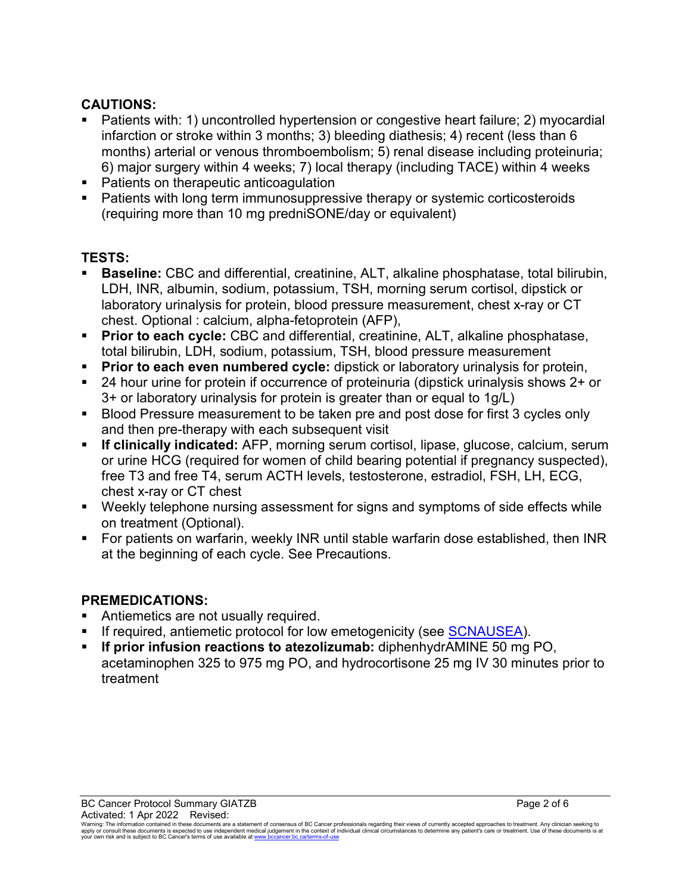**CAUTIONS:**

- Patients with: 1) uncontrolled hypertension or congestive heart failure; 2) myocardial infarction or stroke within 3 months; 3) bleeding diathesis; 4) recent (less than 6 months) arterial or venous thromboembolism; 5) renal disease including proteinuria; 6) major surgery within 4 weeks; 7) local therapy (including TACE) within 4 weeks
- Patients on therapeutic anticoagulation
- Patients with long term immunosuppressive therapy or systemic corticosteroids (requiring more than 10 mg predniSONE/day or equivalent)

**TESTS:**

- **Baseline:** CBC and differential, creatinine, ALT, alkaline phosphatase, total bilirubin, LDH, INR, albumin, sodium, potassium, TSH, morning serum cortisol, dipstick or laboratory urinalysis for protein, blood pressure measurement, chest x-ray or CT chest. Optional : calcium, alpha-fetoprotein (AFP),
- **Prior to each cycle:** CBC and differential, creatinine, ALT, alkaline phosphatase, total bilirubin, LDH, sodium, potassium, TSH, blood pressure measurement
- **Prior to each even numbered cycle:** dipstick or laboratory urinalysis for protein,
- 24 hour urine for protein if occurrence of proteinuria (dipstick urinalysis shows 2+ or 3+ or laboratory urinalysis for protein is greater than or equal to 1g/L)
- Blood Pressure measurement to be taken pre and post dose for first 3 cycles only and then pre-therapy with each subsequent visit
- **If clinically indicated:** AFP, morning serum cortisol, lipase, glucose, calcium, serum or urine HCG (required for women of child bearing potential if pregnancy suspected), free T3 and free T4, serum ACTH levels, testosterone, estradiol, FSH, LH, ECG, chest x-ray or CT chest
- Weekly telephone nursing assessment for signs and symptoms of side effects while on treatment (Optional).
- For patients on warfarin, weekly INR until stable warfarin dose established, then INR at the beginning of each cycle. See Precautions.

**PREMEDICATIONS:**

- Antiemetics are not usually required.
- If required, antiemetic protocol for low emetogenicity (see SCNAUSEA).
- **If prior infusion reactions to atezolizumab:** diphenhydrAMINE 50 mg PO, acetaminophen 325 to 975 mg PO, and hydrocortisone 25 mg IV 30 minutes prior to treatment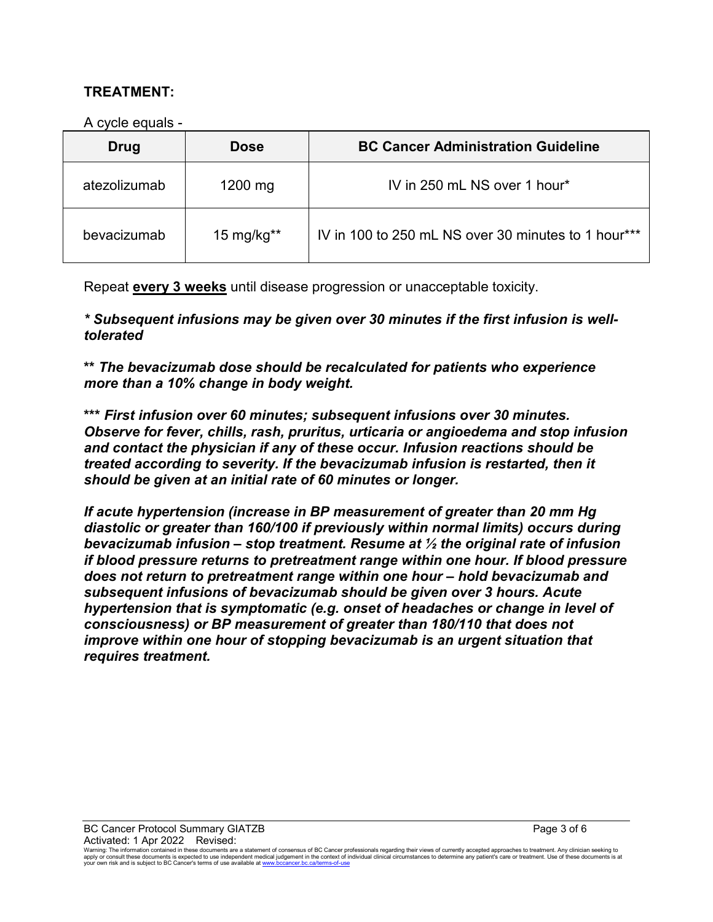## TREATMENT:

A cycle equals -

| Drug | Dose | BC Cancer Administration Guideline |
|---|---|---|
| atezolizumab | 1200 mg | IV in 250 mL NS over 1 hour* |
| bevacizumab | 15 mg/kg** | IV in 100 to 250 mL NS over 30 minutes to 1 hour*** |

Repeat **every 3 weeks** until disease progression or unacceptable toxicity.

***** Subsequent infusions may be given over 30 minutes if the first infusion is well-tolerated***

**** The bevacizumab dose should be recalculated for patients who experience more than a 10% change in body weight.***

***** First infusion over 60 minutes; subsequent infusions over 30 minutes. Observe for fever, chills, rash, pruritus, urticaria or angioedema and stop infusion and contact the physician if any of these occur. Infusion reactions should be treated according to severity. If the bevacizumab infusion is restarted, then it should be given at an initial rate of 60 minutes or longer.***

***If acute hypertension (increase in BP measurement of greater than 20 mm Hg diastolic or greater than 160/100 if previously within normal limits) occurs during bevacizumab infusion – stop treatment. Resume at ½ the original rate of infusion if blood pressure returns to pretreatment range within one hour. If blood pressure does not return to pretreatment range within one hour – hold bevacizumab and subsequent infusions of bevacizumab should be given over 3 hours. Acute hypertension that is symptomatic (e.g. onset of headaches or change in level of consciousness) or BP measurement of greater than 180/110 that does not improve within one hour of stopping bevacizumab is an urgent situation that requires treatment.***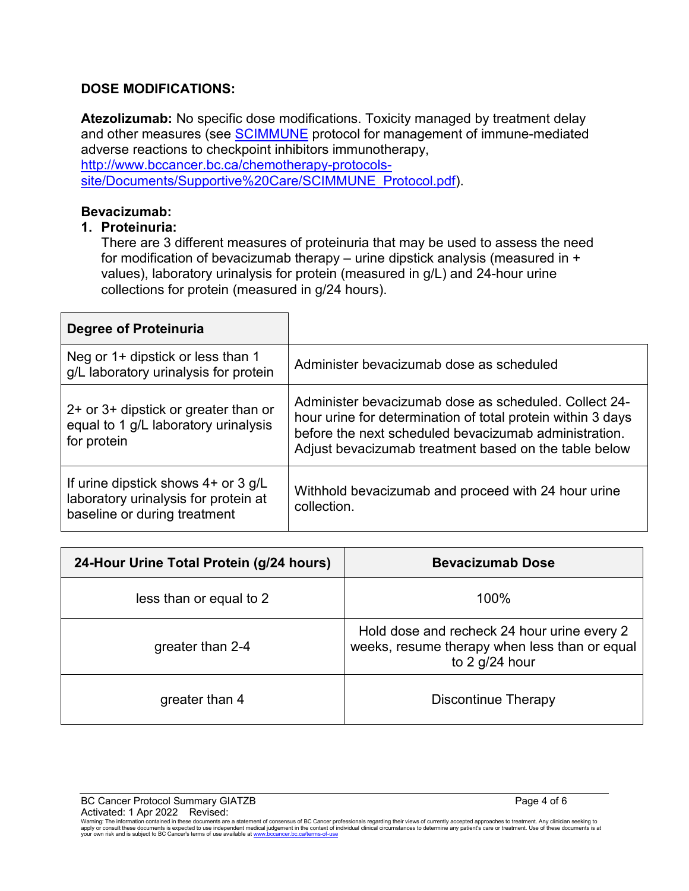## DOSE MODIFICATIONS:

**Atezolizumab:** No specific dose modifications. Toxicity managed by treatment delay and other measures (see [SCIMMUNE](http://www.bccancer.bc.ca/chemotherapy-protocols-site/Documents/Supportive%20Care/SCIMMUNE_Protocol.pdf) protocol for management of immune-mediated adverse reactions to checkpoint inhibitors immunotherapy, http://www.bccancer.bc.ca/chemotherapy-protocols-site/Documents/Supportive%20Care/SCIMMUNE_Protocol.pdf).

**Bevacizumab:**

1. **Proteinuria:**
   There are 3 different measures of proteinuria that may be used to assess the need for modification of bevacizumab therapy – urine dipstick analysis (measured in + values), laboratory urinalysis for protein (measured in g/L) and 24-hour urine collections for protein (measured in g/24 hours).

| Degree of Proteinuria | |
|---|---|
| Neg or 1+ dipstick or less than 1 g/L laboratory urinalysis for protein | Administer bevacizumab dose as scheduled |
| 2+ or 3+ dipstick or greater than or equal to 1 g/L laboratory urinalysis for protein | Administer bevacizumab dose as scheduled. Collect 24-hour urine for determination of total protein within 3 days before the next scheduled bevacizumab administration. Adjust bevacizumab treatment based on the table below |
| If urine dipstick shows 4+ or 3 g/L laboratory urinalysis for protein at baseline or during treatment | Withhold bevacizumab and proceed with 24 hour urine collection. |

| 24-Hour Urine Total Protein (g/24 hours) | Bevacizumab Dose |
|---|---|
| less than or equal to 2 | 100% |
| greater than 2-4 | Hold dose and recheck 24 hour urine every 2 weeks, resume therapy when less than or equal to 2 g/24 hour |
| greater than 4 | Discontinue Therapy |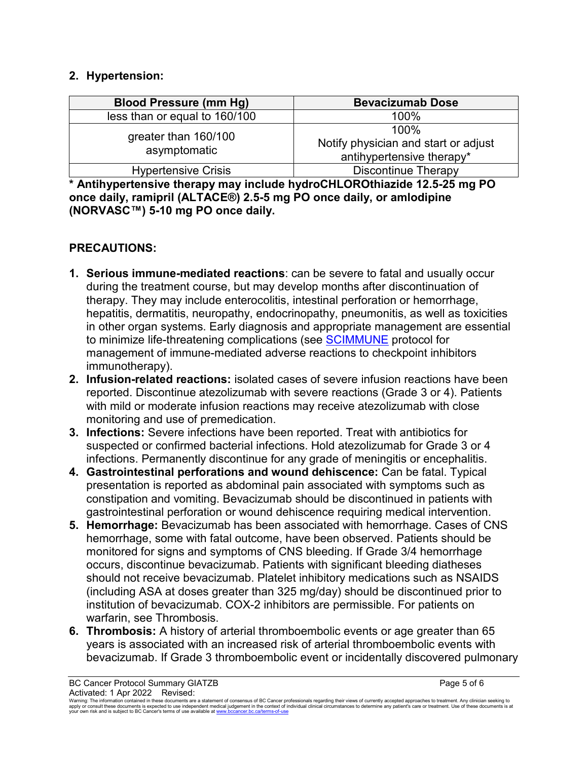**2. Hypertension:**

| Blood Pressure (mm Hg) | Bevacizumab Dose |
|---|---|
| less than or equal to 160/100 | 100% |
| greater than 160/100 asymptomatic | 100% Notify physician and start or adjust antihypertensive therapy* |
| Hypertensive Crisis | Discontinue Therapy |

**\* Antihypertensive therapy may include hydroCHLOROthiazide 12.5-25 mg PO once daily, ramipril (ALTACE®) 2.5-5 mg PO once daily, or amlodipine (NORVASC™) 5-10 mg PO once daily.**

## PRECAUTIONS:

1. **Serious immune-mediated reactions**: can be severe to fatal and usually occur during the treatment course, but may develop months after discontinuation of therapy. They may include enterocolitis, intestinal perforation or hemorrhage, hepatitis, dermatitis, neuropathy, endocrinopathy, pneumonitis, as well as toxicities in other organ systems. Early diagnosis and appropriate management are essential to minimize life-threatening complications (see SCIMMUNE protocol for management of immune-mediated adverse reactions to checkpoint inhibitors immunotherapy).
2. **Infusion-related reactions:** isolated cases of severe infusion reactions have been reported. Discontinue atezolizumab with severe reactions (Grade 3 or 4). Patients with mild or moderate infusion reactions may receive atezolizumab with close monitoring and use of premedication.
3. **Infections:** Severe infections have been reported. Treat with antibiotics for suspected or confirmed bacterial infections. Hold atezolizumab for Grade 3 or 4 infections. Permanently discontinue for any grade of meningitis or encephalitis.
4. **Gastrointestinal perforations and wound dehiscence:** Can be fatal. Typical presentation is reported as abdominal pain associated with symptoms such as constipation and vomiting. Bevacizumab should be discontinued in patients with gastrointestinal perforation or wound dehiscence requiring medical intervention.
5. **Hemorrhage:** Bevacizumab has been associated with hemorrhage. Cases of CNS hemorrhage, some with fatal outcome, have been observed. Patients should be monitored for signs and symptoms of CNS bleeding. If Grade 3/4 hemorrhage occurs, discontinue bevacizumab. Patients with significant bleeding diatheses should not receive bevacizumab. Platelet inhibitory medications such as NSAIDS (including ASA at doses greater than 325 mg/day) should be discontinued prior to institution of bevacizumab. COX-2 inhibitors are permissible. For patients on warfarin, see Thrombosis.
6. **Thrombosis:** A history of arterial thromboembolic events or age greater than 65 years is associated with an increased risk of arterial thromboembolic events with bevacizumab. If Grade 3 thromboembolic event or incidentally discovered pulmonary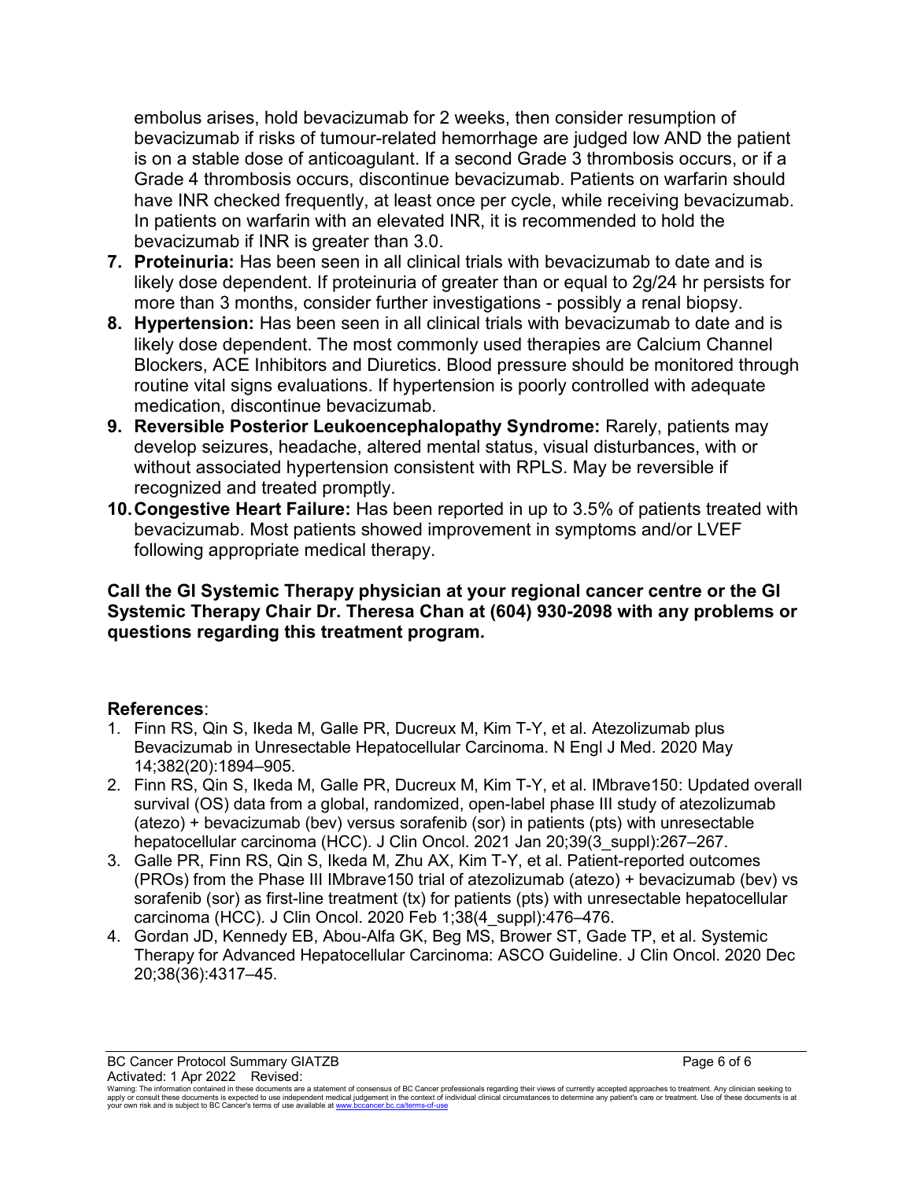embolus arises, hold bevacizumab for 2 weeks, then consider resumption of bevacizumab if risks of tumour-related hemorrhage are judged low AND the patient is on a stable dose of anticoagulant. If a second Grade 3 thrombosis occurs, or if a Grade 4 thrombosis occurs, discontinue bevacizumab. Patients on warfarin should have INR checked frequently, at least once per cycle, while receiving bevacizumab. In patients on warfarin with an elevated INR, it is recommended to hold the bevacizumab if INR is greater than 3.0.

7. **Proteinuria:** Has been seen in all clinical trials with bevacizumab to date and is likely dose dependent. If proteinuria of greater than or equal to 2g/24 hr persists for more than 3 months, consider further investigations - possibly a renal biopsy.
8. **Hypertension:** Has been seen in all clinical trials with bevacizumab to date and is likely dose dependent. The most commonly used therapies are Calcium Channel Blockers, ACE Inhibitors and Diuretics. Blood pressure should be monitored through routine vital signs evaluations. If hypertension is poorly controlled with adequate medication, discontinue bevacizumab.
9. **Reversible Posterior Leukoencephalopathy Syndrome:** Rarely, patients may develop seizures, headache, altered mental status, visual disturbances, with or without associated hypertension consistent with RPLS. May be reversible if recognized and treated promptly.
10. **Congestive Heart Failure:** Has been reported in up to 3.5% of patients treated with bevacizumab. Most patients showed improvement in symptoms and/or LVEF following appropriate medical therapy.

**Call the GI Systemic Therapy physician at your regional cancer centre or the GI Systemic Therapy Chair Dr. Theresa Chan at (604) 930-2098 with any problems or questions regarding this treatment program.**

## References:

1. Finn RS, Qin S, Ikeda M, Galle PR, Ducreux M, Kim T-Y, et al. Atezolizumab plus Bevacizumab in Unresectable Hepatocellular Carcinoma. N Engl J Med. 2020 May 14;382(20):1894–905.
2. Finn RS, Qin S, Ikeda M, Galle PR, Ducreux M, Kim T-Y, et al. IMbrave150: Updated overall survival (OS) data from a global, randomized, open-label phase III study of atezolizumab (atezo) + bevacizumab (bev) versus sorafenib (sor) in patients (pts) with unresectable hepatocellular carcinoma (HCC). J Clin Oncol. 2021 Jan 20;39(3_suppl):267–267.
3. Galle PR, Finn RS, Qin S, Ikeda M, Zhu AX, Kim T-Y, et al. Patient-reported outcomes (PROs) from the Phase III IMbrave150 trial of atezolizumab (atezo) + bevacizumab (bev) vs sorafenib (sor) as first-line treatment (tx) for patients (pts) with unresectable hepatocellular carcinoma (HCC). J Clin Oncol. 2020 Feb 1;38(4_suppl):476–476.
4. Gordan JD, Kennedy EB, Abou-Alfa GK, Beg MS, Brower ST, Gade TP, et al. Systemic Therapy for Advanced Hepatocellular Carcinoma: ASCO Guideline. J Clin Oncol. 2020 Dec 20;38(36):4317–45.